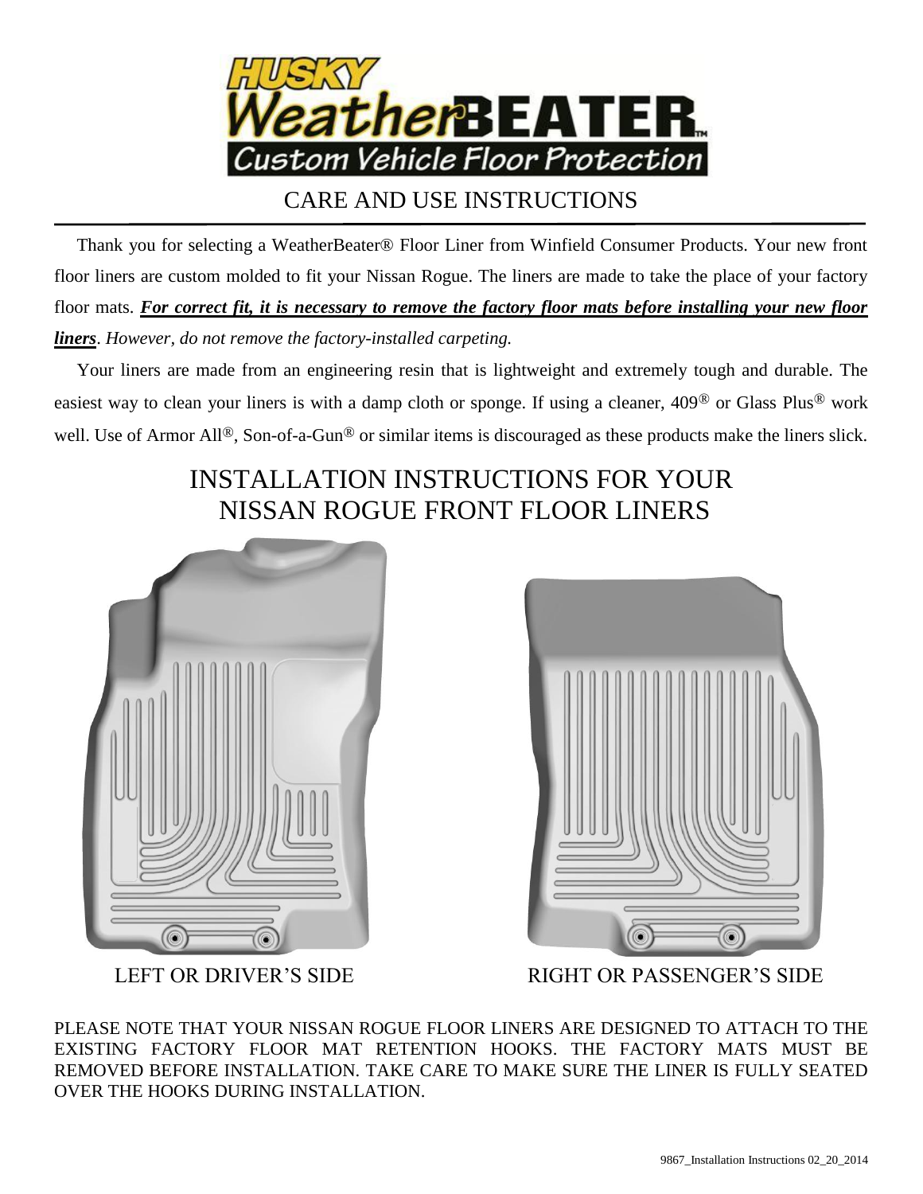# HUSKY WeatherBEATER

Custom Vehicle Floor Protection

## CARE AND USE INSTRUCTIONS

Thank you for selecting a WeatherBeater® Floor Liner from Winfield Consumer Products. Your new front floor liners are custom molded to fit your Nissan Rogue. The liners are made to take the place of your factory floor mats. ***For correct fit, it is necessary to remove the factory floor mats before installing your new floor liners***. *However, do not remove the factory-installed carpeting.*

Your liners are made from an engineering resin that is lightweight and extremely tough and durable. The easiest way to clean your liners is with a damp cloth or sponge. If using a cleaner, 409® or Glass Plus® work well. Use of Armor All®, Son-of-a-Gun® or similar items is discouraged as these products make the liners slick.

## INSTALLATION INSTRUCTIONS FOR YOUR NISSAN ROGUE FRONT FLOOR LINERS

LEFT OR DRIVER'S SIDE

RIGHT OR PASSENGER'S SIDE

PLEASE NOTE THAT YOUR NISSAN ROGUE FLOOR LINERS ARE DESIGNED TO ATTACH TO THE EXISTING FACTORY FLOOR MAT RETENTION HOOKS. THE FACTORY MATS MUST BE REMOVED BEFORE INSTALLATION. TAKE CARE TO MAKE SURE THE LINER IS FULLY SEATED OVER THE HOOKS DURING INSTALLATION.

9867_Installation Instructions 02_20_2014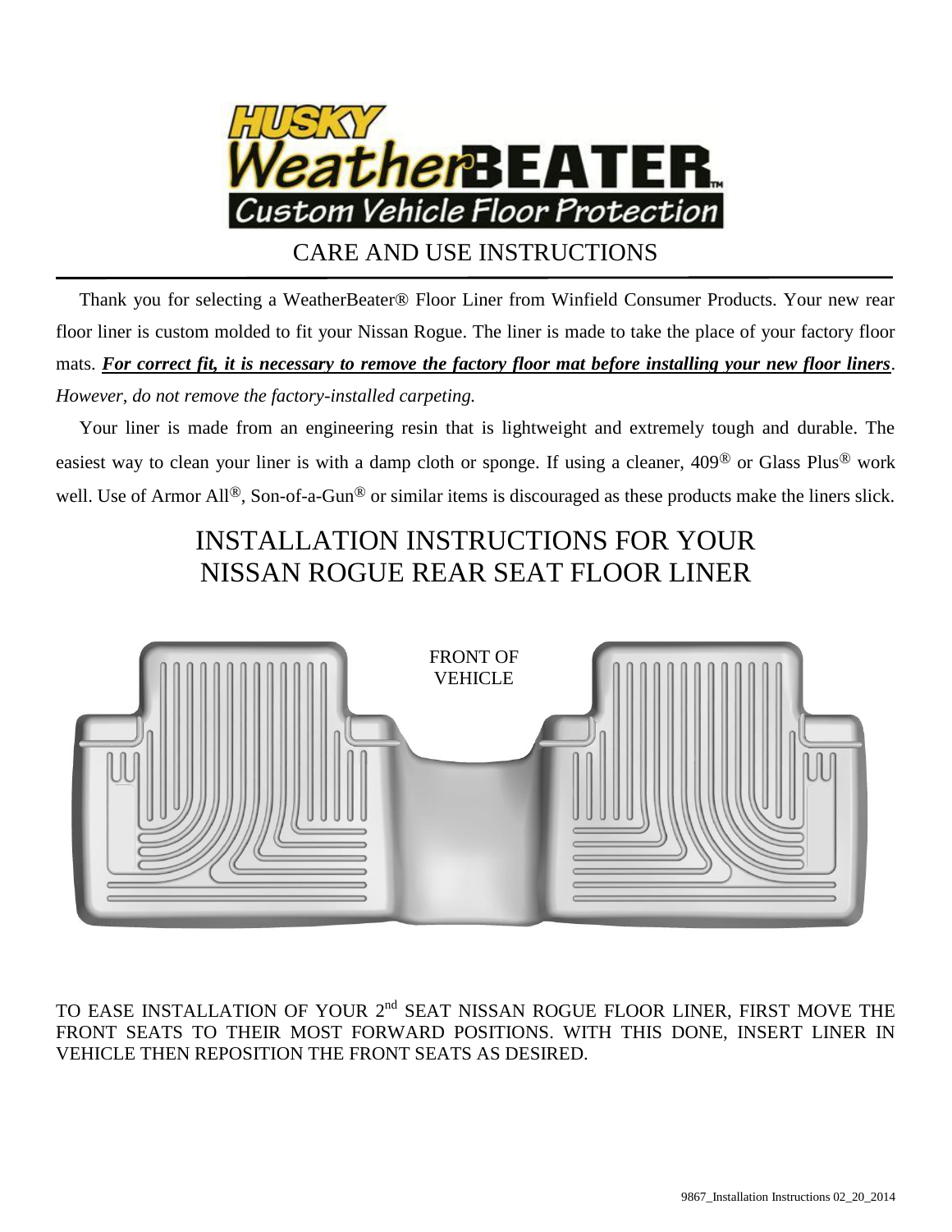# CARE AND USE INSTRUCTIONS

Thank you for selecting a WeatherBeater® Floor Liner from Winfield Consumer Products. Your new rear floor liner is custom molded to fit your Nissan Rogue. The liner is made to take the place of your factory floor mats. ***For correct fit, it is necessary to remove the factory floor mat before installing your new floor liners***. *However, do not remove the factory-installed carpeting.*

Your liner is made from an engineering resin that is lightweight and extremely tough and durable. The easiest way to clean your liner is with a damp cloth or sponge. If using a cleaner, 409® or Glass Plus® work well. Use of Armor All®, Son-of-a-Gun® or similar items is discouraged as these products make the liners slick.

# INSTALLATION INSTRUCTIONS FOR YOUR NISSAN ROGUE REAR SEAT FLOOR LINER

FRONT OF VEHICLE

TO EASE INSTALLATION OF YOUR 2nd SEAT NISSAN ROGUE FLOOR LINER, FIRST MOVE THE FRONT SEATS TO THEIR MOST FORWARD POSITIONS. WITH THIS DONE, INSERT LINER IN VEHICLE THEN REPOSITION THE FRONT SEATS AS DESIRED.

9867_Installation Instructions 02_20_2014